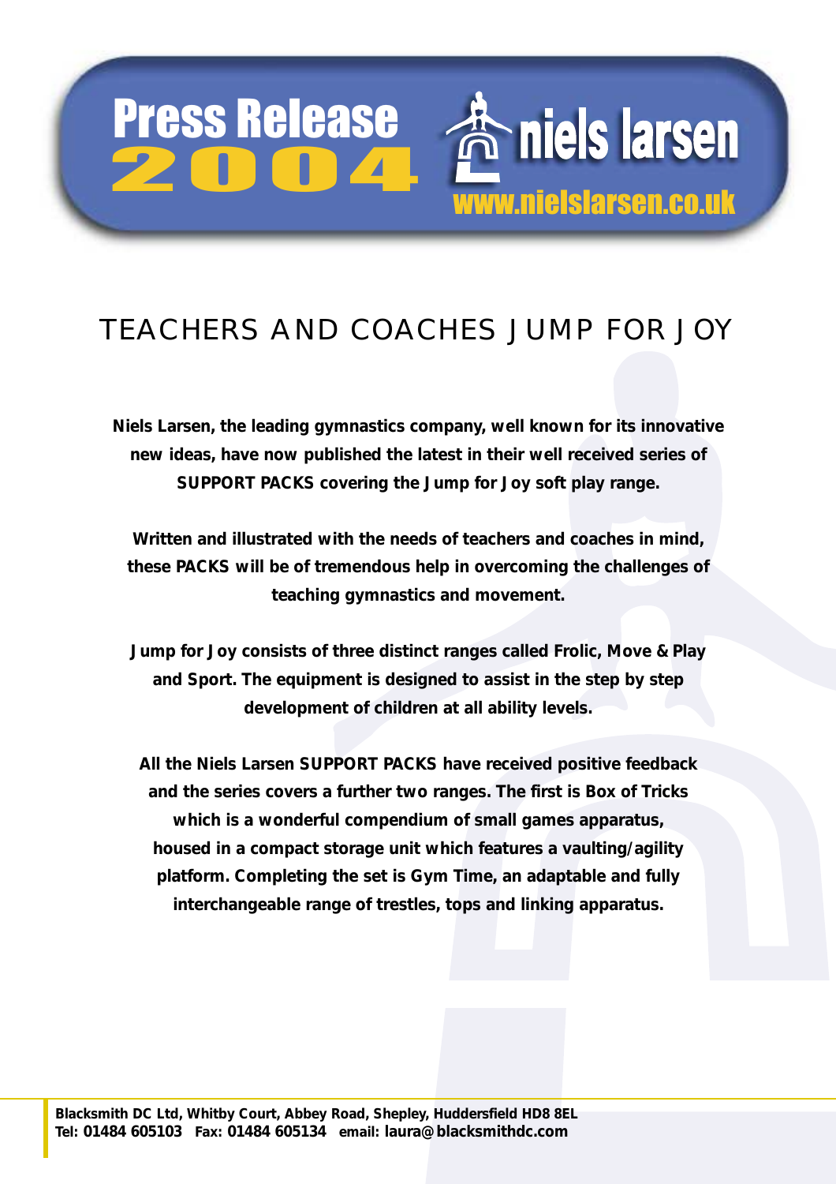Press Release 2004

niels larsen
www.nielslarsen.co.uk

# TEACHERS AND COACHES JUMP FOR JOY

**Niels Larsen, the leading gymnastics company, well known for its innovative new ideas, have now published the latest in their well received series of SUPPORT PACKS covering the Jump for Joy soft play range.**

**Written and illustrated with the needs of teachers and coaches in mind, these PACKS will be of tremendous help in overcoming the challenges of teaching gymnastics and movement.**

**Jump for Joy consists of three distinct ranges called Frolic, Move & Play and Sport. The equipment is designed to assist in the step by step development of children at all ability levels.**

**All the Niels Larsen SUPPORT PACKS have received positive feedback and the series covers a further two ranges. The first is Box of Tricks which is a wonderful compendium of small games apparatus, housed in a compact storage unit which features a vaulting/agility platform. Completing the set is Gym Time, an adaptable and fully interchangeable range of trestles, tops and linking apparatus.**

**Blacksmith DC Ltd, Whitby Court, Abbey Road, Shepley, Huddersfield HD8 8EL**
**Tel: 01484 605103 Fax: 01484 605134 email: laura@blacksmithdc.com**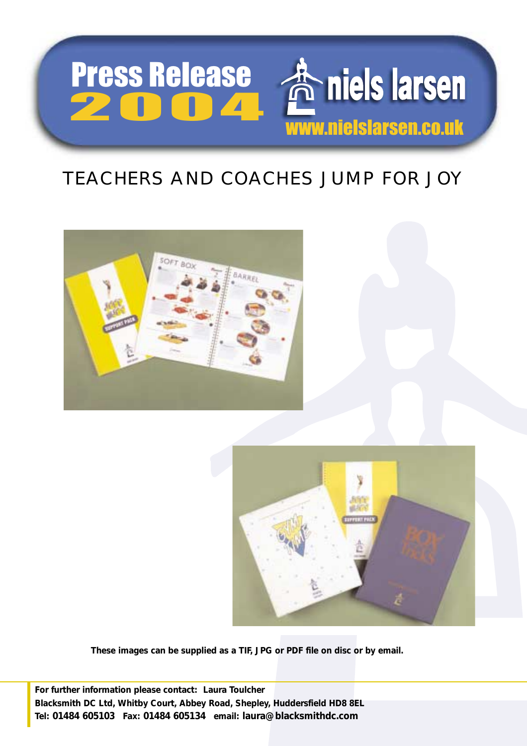# Press Release 2004

niels larsen

www.nielslarsen.co.uk

## TEACHERS AND COACHES JUMP FOR JOY

**These images can be supplied as a TIF, JPG or PDF file on disc or by email.**

**For further information please contact: Laura Toulcher**
**Blacksmith DC Ltd, Whitby Court, Abbey Road, Shepley, Huddersfield HD8 8EL**
**Tel: 01484 605103 Fax: 01484 605134 email: laura@blacksmithdc.com**